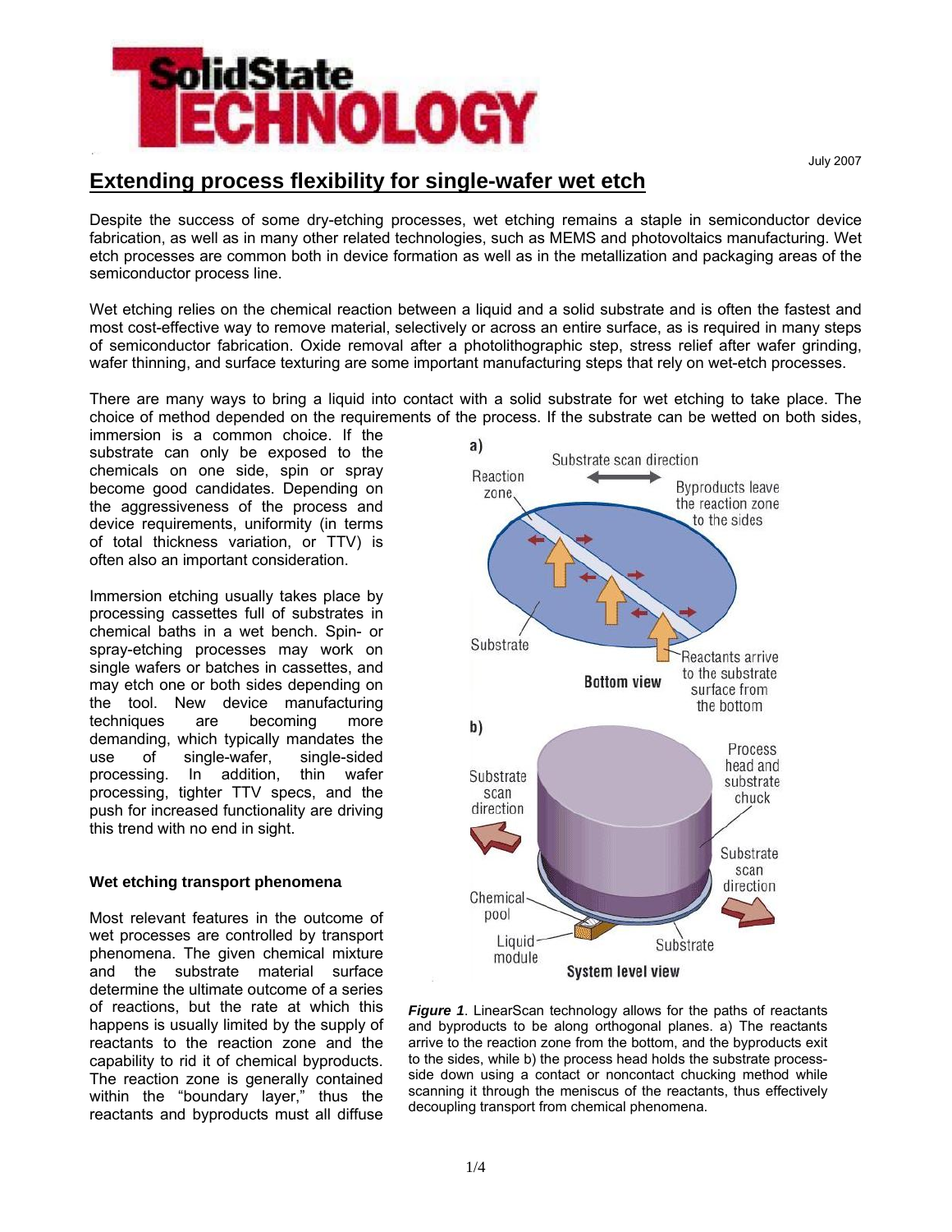July 2007

# Extending process flexibility for single-wafer wet etch

Despite the success of some dry-etching processes, wet etching remains a staple in semiconductor device fabrication, as well as in many other related technologies, such as MEMS and photovoltaics manufacturing. Wet etch processes are common both in device formation as well as in the metallization and packaging areas of the semiconductor process line.

Wet etching relies on the chemical reaction between a liquid and a solid substrate and is often the fastest and most cost-effective way to remove material, selectively or across an entire surface, as is required in many steps of semiconductor fabrication. Oxide removal after a photolithographic step, stress relief after wafer grinding, wafer thinning, and surface texturing are some important manufacturing steps that rely on wet-etch processes.

There are many ways to bring a liquid into contact with a solid substrate for wet etching to take place. The choice of method depended on the requirements of the process. If the substrate can be wetted on both sides, immersion is a common choice. If the substrate can only be exposed to the chemicals on one side, spin or spray become good candidates. Depending on the aggressiveness of the process and device requirements, uniformity (in terms of total thickness variation, or TTV) is often also an important consideration.

Immersion etching usually takes place by processing cassettes full of substrates in chemical baths in a wet bench. Spin- or spray-etching processes may work on single wafers or batches in cassettes, and may etch one or both sides depending on the tool. New device manufacturing techniques are becoming more demanding, which typically mandates the use of single-wafer, single-sided processing. In addition, thin wafer processing, tighter TTV specs, and the push for increased functionality are driving this trend with no end in sight.

*Figure 1*. LinearScan technology allows for the paths of reactants and byproducts to be along orthogonal planes. a) The reactants arrive to the reaction zone from the bottom, and the byproducts exit to the sides, while b) the process head holds the substrate process-side down using a contact or noncontact chucking method while scanning it through the meniscus of the reactants, thus effectively decoupling transport from chemical phenomena.

### Wet etching transport phenomena

Most relevant features in the outcome of wet processes are controlled by transport phenomena. The given chemical mixture and the substrate material surface determine the ultimate outcome of a series of reactions, but the rate at which this happens is usually limited by the supply of reactants to the reaction zone and the capability to rid it of chemical byproducts. The reaction zone is generally contained within the "boundary layer," thus the reactants and byproducts must all diffuse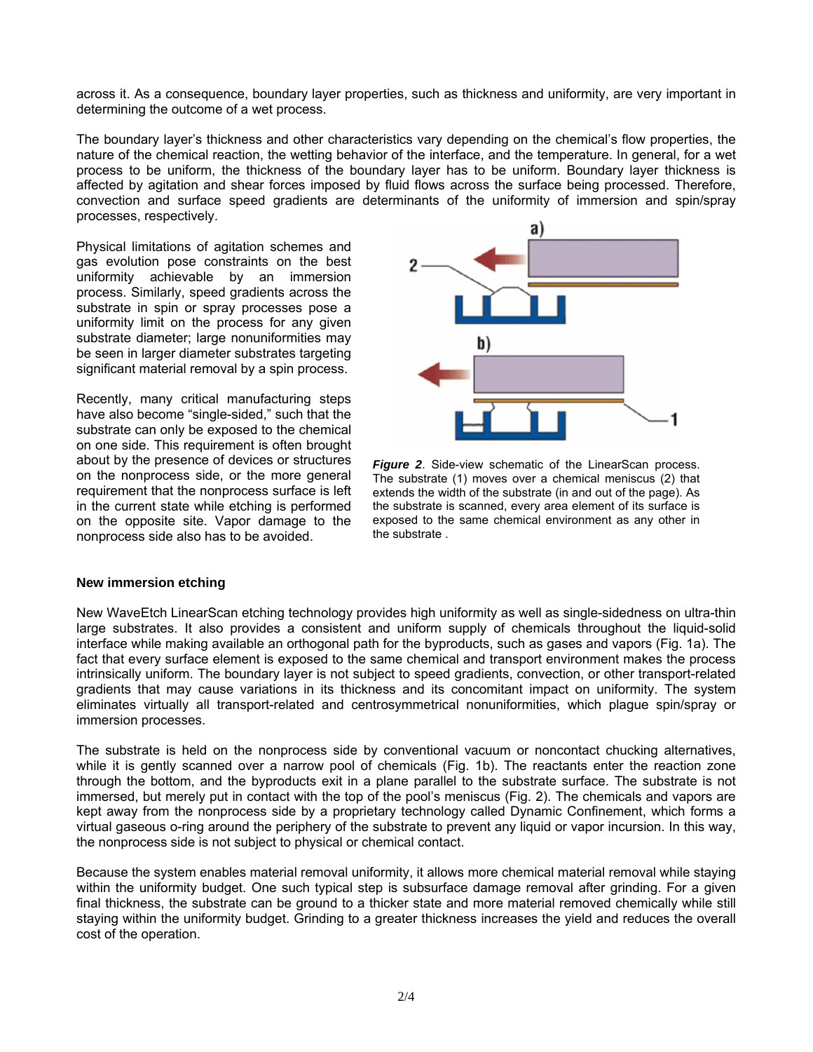across it. As a consequence, boundary layer properties, such as thickness and uniformity, are very important in determining the outcome of a wet process.

The boundary layer's thickness and other characteristics vary depending on the chemical's flow properties, the nature of the chemical reaction, the wetting behavior of the interface, and the temperature. In general, for a wet process to be uniform, the thickness of the boundary layer has to be uniform. Boundary layer thickness is affected by agitation and shear forces imposed by fluid flows across the surface being processed. Therefore, convection and surface speed gradients are determinants of the uniformity of immersion and spin/spray processes, respectively.

Physical limitations of agitation schemes and gas evolution pose constraints on the best uniformity achievable by an immersion process. Similarly, speed gradients across the substrate in spin or spray processes pose a uniformity limit on the process for any given substrate diameter; large nonuniformities may be seen in larger diameter substrates targeting significant material removal by a spin process.

Recently, many critical manufacturing steps have also become "single-sided," such that the substrate can only be exposed to the chemical on one side. This requirement is often brought about by the presence of devices or structures on the nonprocess side, or the more general requirement that the nonprocess surface is left in the current state while etching is performed on the opposite site. Vapor damage to the nonprocess side also has to be avoided.

***Figure 2***. Side-view schematic of the LinearScan process. The substrate (1) moves over a chemical meniscus (2) that extends the width of the substrate (in and out of the page). As the substrate is scanned, every area element of its surface is exposed to the same chemical environment as any other in the substrate .

**New immersion etching**

New WaveEtch LinearScan etching technology provides high uniformity as well as single-sidedness on ultra-thin large substrates. It also provides a consistent and uniform supply of chemicals throughout the liquid-solid interface while making available an orthogonal path for the byproducts, such as gases and vapors (Fig. 1a). The fact that every surface element is exposed to the same chemical and transport environment makes the process intrinsically uniform. The boundary layer is not subject to speed gradients, convection, or other transport-related gradients that may cause variations in its thickness and its concomitant impact on uniformity. The system eliminates virtually all transport-related and centrosymmetrical nonuniformities, which plague spin/spray or immersion processes.

The substrate is held on the nonprocess side by conventional vacuum or noncontact chucking alternatives, while it is gently scanned over a narrow pool of chemicals (Fig. 1b). The reactants enter the reaction zone through the bottom, and the byproducts exit in a plane parallel to the substrate surface. The substrate is not immersed, but merely put in contact with the top of the pool's meniscus (Fig. 2). The chemicals and vapors are kept away from the nonprocess side by a proprietary technology called Dynamic Confinement, which forms a virtual gaseous o-ring around the periphery of the substrate to prevent any liquid or vapor incursion. In this way, the nonprocess side is not subject to physical or chemical contact.

Because the system enables material removal uniformity, it allows more chemical material removal while staying within the uniformity budget. One such typical step is subsurface damage removal after grinding. For a given final thickness, the substrate can be ground to a thicker state and more material removed chemically while still staying within the uniformity budget. Grinding to a greater thickness increases the yield and reduces the overall cost of the operation.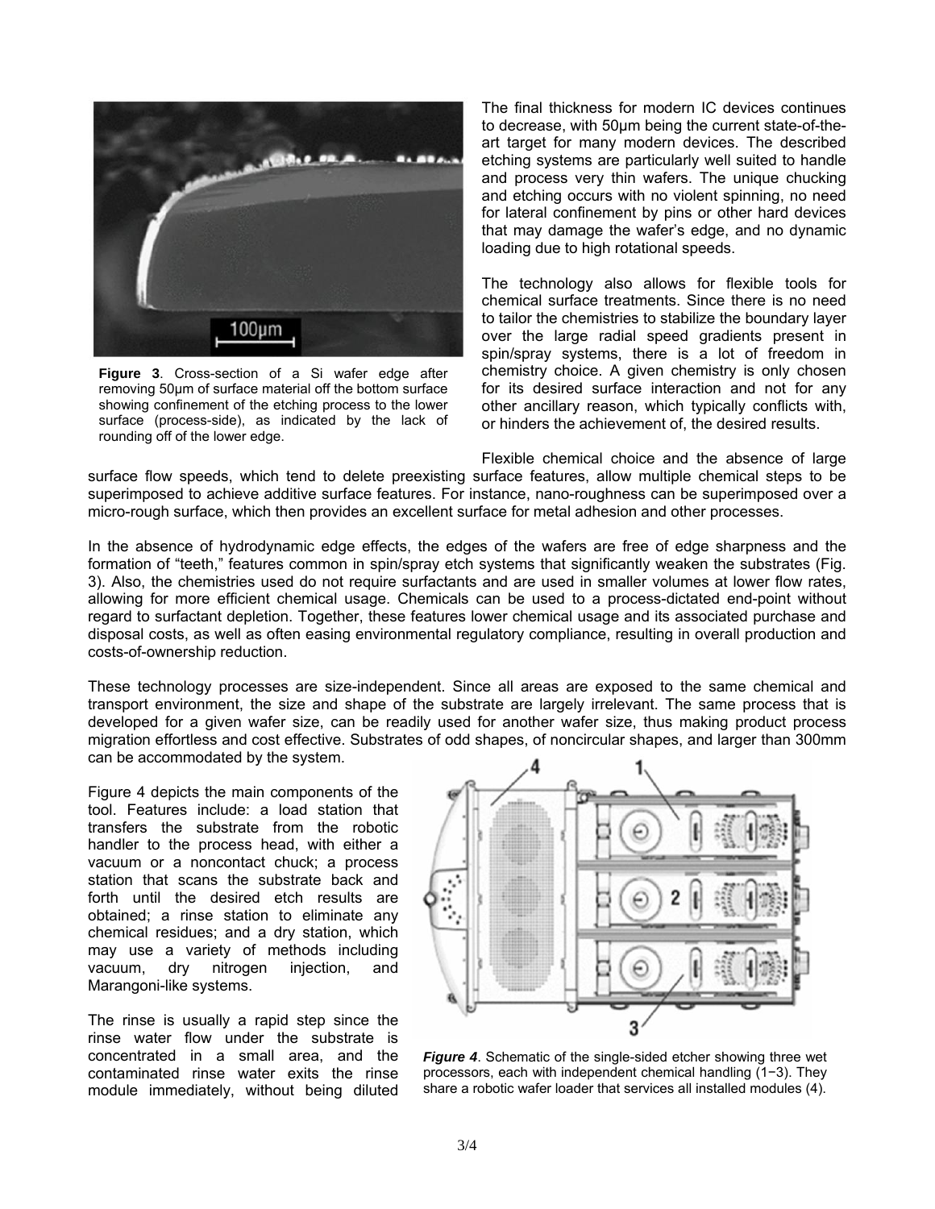Figure 3. Cross-section of a Si wafer edge after removing 50μm of surface material off the bottom surface showing confinement of the etching process to the lower surface (process-side), as indicated by the lack of rounding off of the lower edge.

The final thickness for modern IC devices continues to decrease, with 50μm being the current state-of-the-art target for many modern devices. The described etching systems are particularly well suited to handle and process very thin wafers. The unique chucking and etching occurs with no violent spinning, no need for lateral confinement by pins or other hard devices that may damage the wafer's edge, and no dynamic loading due to high rotational speeds.

The technology also allows for flexible tools for chemical surface treatments. Since there is no need to tailor the chemistries to stabilize the boundary layer over the large radial speed gradients present in spin/spray systems, there is a lot of freedom in chemistry choice. A given chemistry is only chosen for its desired surface interaction and not for any other ancillary reason, which typically conflicts with, or hinders the achievement of, the desired results.

Flexible chemical choice and the absence of large surface flow speeds, which tend to delete preexisting surface features, allow multiple chemical steps to be superimposed to achieve additive surface features. For instance, nano-roughness can be superimposed over a micro-rough surface, which then provides an excellent surface for metal adhesion and other processes.

In the absence of hydrodynamic edge effects, the edges of the wafers are free of edge sharpness and the formation of "teeth," features common in spin/spray etch systems that significantly weaken the substrates (Fig. 3). Also, the chemistries used do not require surfactants and are used in smaller volumes at lower flow rates, allowing for more efficient chemical usage. Chemicals can be used to a process-dictated end-point without regard to surfactant depletion. Together, these features lower chemical usage and its associated purchase and disposal costs, as well as often easing environmental regulatory compliance, resulting in overall production and costs-of-ownership reduction.

These technology processes are size-independent. Since all areas are exposed to the same chemical and transport environment, the size and shape of the substrate are largely irrelevant. The same process that is developed for a given wafer size, can be readily used for another wafer size, thus making product process migration effortless and cost effective. Substrates of odd shapes, of noncircular shapes, and larger than 300mm can be accommodated by the system.

Figure 4 depicts the main components of the tool. Features include: a load station that transfers the substrate from the robotic handler to the process head, with either a vacuum or a noncontact chuck; a process station that scans the substrate back and forth until the desired etch results are obtained; a rinse station to eliminate any chemical residues; and a dry station, which may use a variety of methods including vacuum, dry nitrogen injection, and Marangoni-like systems.

*Figure 4*. Schematic of the single-sided etcher showing three wet processors, each with independent chemical handling (1−3). They share a robotic wafer loader that services all installed modules (4).

The rinse is usually a rapid step since the rinse water flow under the substrate is concentrated in a small area, and the contaminated rinse water exits the rinse module immediately, without being diluted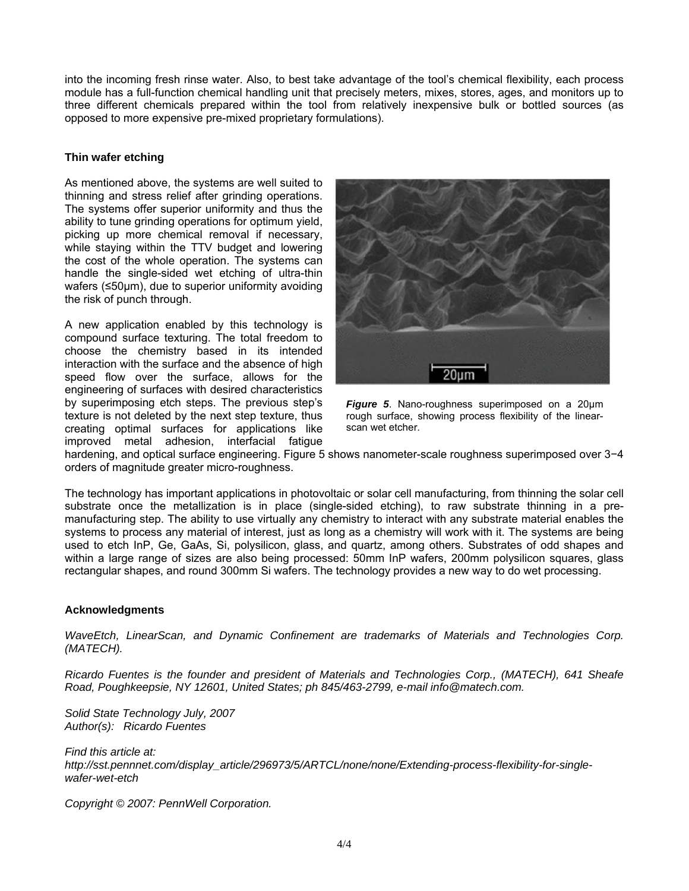into the incoming fresh rinse water. Also, to best take advantage of the tool's chemical flexibility, each process module has a full-function chemical handling unit that precisely meters, mixes, stores, ages, and monitors up to three different chemicals prepared within the tool from relatively inexpensive bulk or bottled sources (as opposed to more expensive pre-mixed proprietary formulations).

**Thin wafer etching**

As mentioned above, the systems are well suited to thinning and stress relief after grinding operations. The systems offer superior uniformity and thus the ability to tune grinding operations for optimum yield, picking up more chemical removal if necessary, while staying within the TTV budget and lowering the cost of the whole operation. The systems can handle the single-sided wet etching of ultra-thin wafers (≤50µm), due to superior uniformity avoiding the risk of punch through.

A new application enabled by this technology is compound surface texturing. The total freedom to choose the chemistry based in its intended interaction with the surface and the absence of high speed flow over the surface, allows for the engineering of surfaces with desired characteristics by superimposing etch steps. The previous step's texture is not deleted by the next step texture, thus creating optimal surfaces for applications like improved metal adhesion, interfacial fatigue hardening, and optical surface engineering. Figure 5 shows nanometer-scale roughness superimposed over 3−4 orders of magnitude greater micro-roughness.

20µm

***Figure 5***. Nano-roughness superimposed on a 20µm rough surface, showing process flexibility of the linear-scan wet etcher.

The technology has important applications in photovoltaic or solar cell manufacturing, from thinning the solar cell substrate once the metallization is in place (single-sided etching), to raw substrate thinning in a pre-manufacturing step. The ability to use virtually any chemistry to interact with any substrate material enables the systems to process any material of interest, just as long as a chemistry will work with it. The systems are being used to etch InP, Ge, GaAs, Si, polysilicon, glass, and quartz, among others. Substrates of odd shapes and within a large range of sizes are also being processed: 50mm InP wafers, 200mm polysilicon squares, glass rectangular shapes, and round 300mm Si wafers. The technology provides a new way to do wet processing.

**Acknowledgments**

*WaveEtch, LinearScan, and Dynamic Confinement are trademarks of Materials and Technologies Corp. (MATECH).*

*Ricardo Fuentes is the founder and president of Materials and Technologies Corp., (MATECH), 641 Sheafe Road, Poughkeepsie, NY 12601, United States; ph 845/463-2799, e-mail info@matech.com.*

*Solid State Technology July, 2007*
*Author(s): Ricardo Fuentes*

*Find this article at:*
*http://sst.pennnet.com/display_article/296973/5/ARTCL/none/none/Extending-process-flexibility-for-single-wafer-wet-etch*

*Copyright © 2007: PennWell Corporation.*